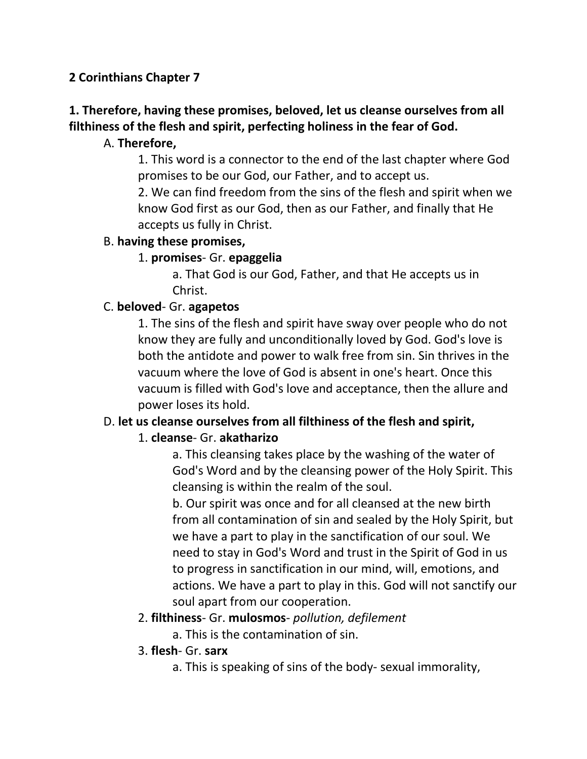**2 Corinthians Chapter 7**

**1. Therefore, having these promises, beloved, let us cleanse ourselves from all filthiness of the flesh and spirit, perfecting holiness in the fear of God.**

A. **Therefore,**

1. This word is a connector to the end of the last chapter where God promises to be our God, our Father, and to accept us.
2. We can find freedom from the sins of the flesh and spirit when we know God first as our God, then as our Father, and finally that He accepts us fully in Christ.

B. **having these promises,**

1. **promises**- Gr. **epaggelia**
   a. That God is our God, Father, and that He accepts us in Christ.

C. **beloved**- Gr. **agapetos**

1. The sins of the flesh and spirit have sway over people who do not know they are fully and unconditionally loved by God. God's love is both the antidote and power to walk free from sin. Sin thrives in the vacuum where the love of God is absent in one's heart. Once this vacuum is filled with God's love and acceptance, then the allure and power loses its hold.

D. **let us cleanse ourselves from all filthiness of the flesh and spirit,**

1. **cleanse**- Gr. **akatharizo**
   a. This cleansing takes place by the washing of the water of God's Word and by the cleansing power of the Holy Spirit. This cleansing is within the realm of the soul.
   b. Our spirit was once and for all cleansed at the new birth from all contamination of sin and sealed by the Holy Spirit, but we have a part to play in the sanctification of our soul. We need to stay in God's Word and trust in the Spirit of God in us to progress in sanctification in our mind, will, emotions, and actions. We have a part to play in this. God will not sanctify our soul apart from our cooperation.
2. **filthiness**- Gr. **mulosmos**- *pollution, defilement*
   a. This is the contamination of sin.
3. **flesh**- Gr. **sarx**
   a. This is speaking of sins of the body- sexual immorality,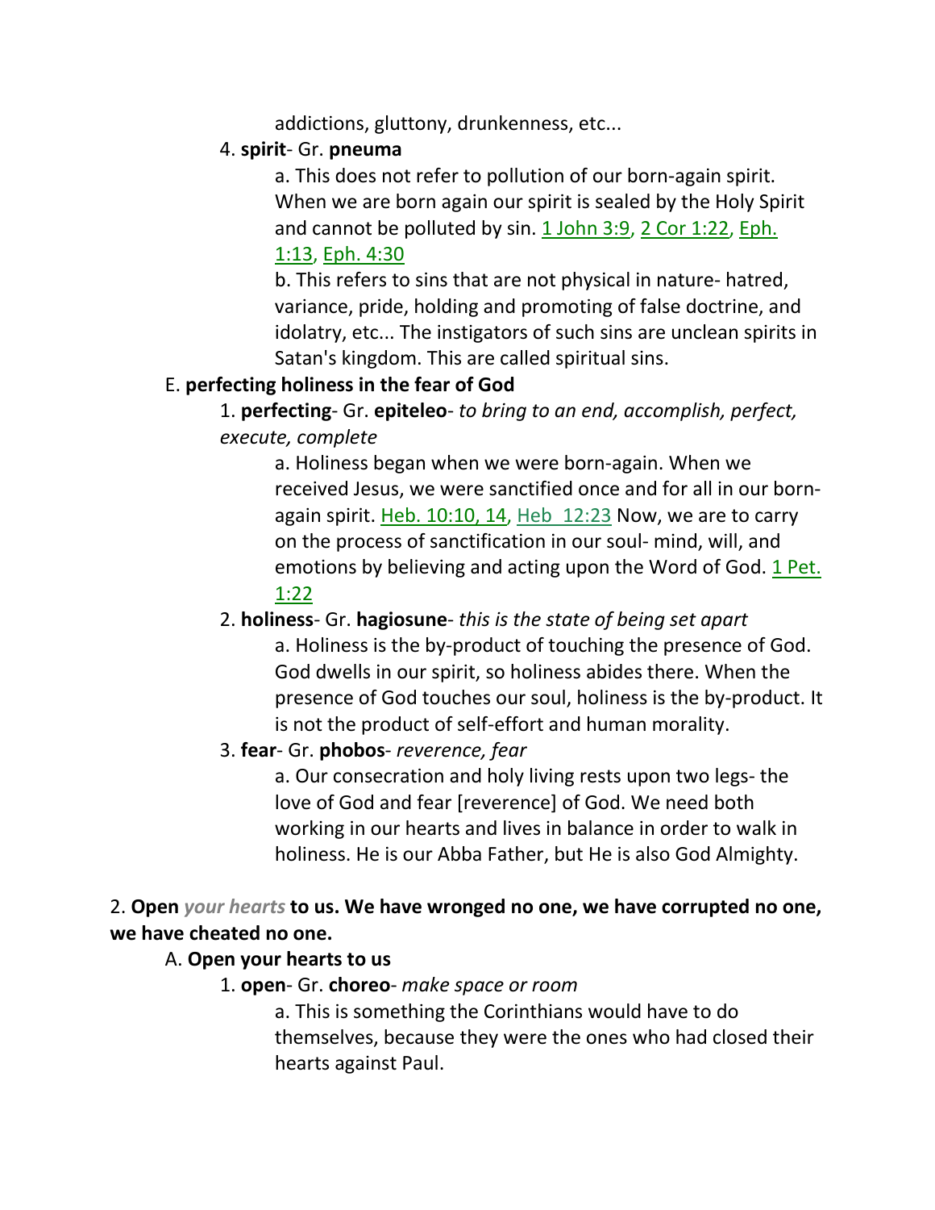addictions, gluttony, drunkenness, etc...

4. **spirit**- Gr. **pneuma**

a. This does not refer to pollution of our born-again spirit. When we are born again our spirit is sealed by the Holy Spirit and cannot be polluted by sin. 1 John 3:9, 2 Cor 1:22, Eph. 1:13, Eph. 4:30

b. This refers to sins that are not physical in nature- hatred, variance, pride, holding and promoting of false doctrine, and idolatry, etc... The instigators of such sins are unclean spirits in Satan's kingdom. This are called spiritual sins.

E. **perfecting holiness in the fear of God**

1. **perfecting**- Gr. **epiteleo**- *to bring to an end, accomplish, perfect, execute, complete*

a. Holiness began when we were born-again. When we received Jesus, we were sanctified once and for all in our born-again spirit. Heb. 10:10, 14, Heb 12:23 Now, we are to carry on the process of sanctification in our soul- mind, will, and emotions by believing and acting upon the Word of God. 1 Pet. 1:22

2. **holiness**- Gr. **hagiosune**- *this is the state of being set apart*

a. Holiness is the by-product of touching the presence of God. God dwells in our spirit, so holiness abides there. When the presence of God touches our soul, holiness is the by-product. It is not the product of self-effort and human morality.

3. **fear**- Gr. **phobos**- *reverence, fear*

a. Our consecration and holy living rests upon two legs- the love of God and fear [reverence] of God. We need both working in our hearts and lives in balance in order to walk in holiness. He is our Abba Father, but He is also God Almighty.

2. **Open** *your hearts* **to us. We have wronged no one, we have corrupted no one, we have cheated no one.**

A. **Open your hearts to us**

1. **open**- Gr. **choreo**- *make space or room*

a. This is something the Corinthians would have to do themselves, because they were the ones who had closed their hearts against Paul.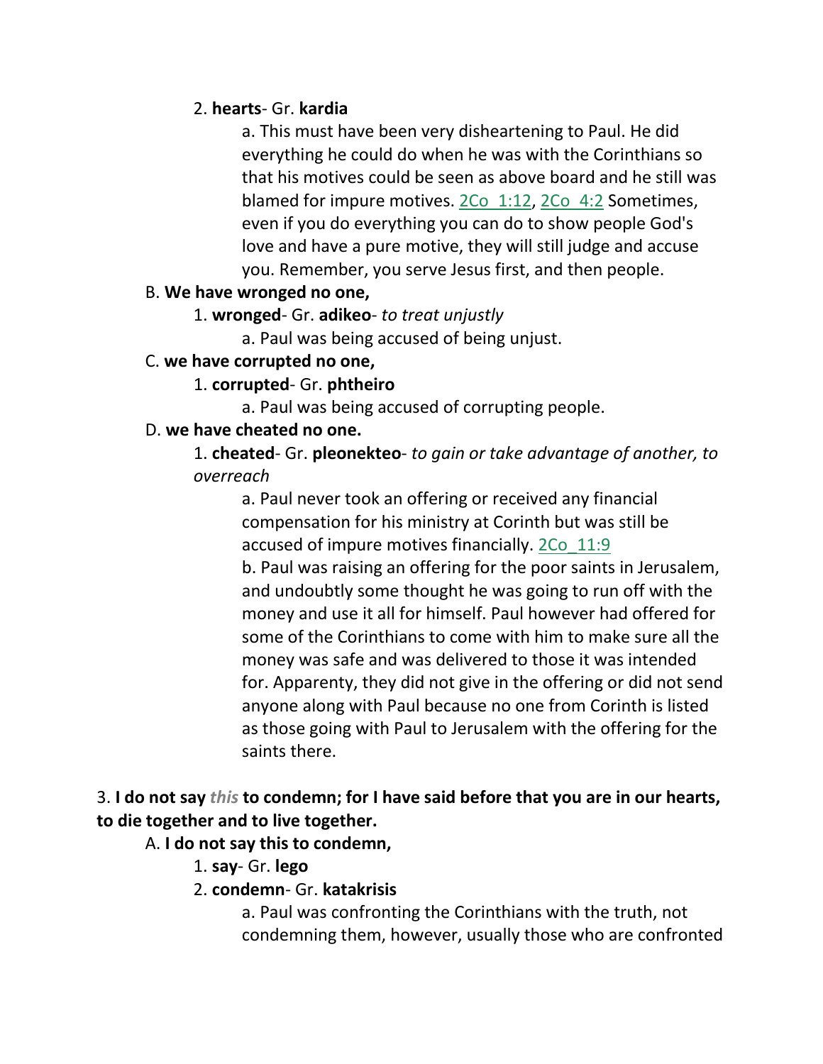2. **hearts**- Gr. **kardia**

a. This must have been very disheartening to Paul. He did everything he could do when he was with the Corinthians so that his motives could be seen as above board and he still was blamed for impure motives. 2Co_1:12, 2Co_4:2 Sometimes, even if you do everything you can do to show people God's love and have a pure motive, they will still judge and accuse you. Remember, you serve Jesus first, and then people.

B. **We have wronged no one,**

1. **wronged**- Gr. **adikeo**- *to treat unjustly*

a. Paul was being accused of being unjust.

C. **we have corrupted no one,**

1. **corrupted**- Gr. **phtheiro**

a. Paul was being accused of corrupting people.

D. **we have cheated no one.**

1. **cheated**- Gr. **pleonekteo**- *to gain or take advantage of another, to overreach*

a. Paul never took an offering or received any financial compensation for his ministry at Corinth but was still be accused of impure motives financially. 2Co_11:9

b. Paul was raising an offering for the poor saints in Jerusalem, and undoubtly some thought he was going to run off with the money and use it all for himself. Paul however had offered for some of the Corinthians to come with him to make sure all the money was safe and was delivered to those it was intended for. Apparenty, they did not give in the offering or did not send anyone along with Paul because no one from Corinth is listed as those going with Paul to Jerusalem with the offering for the saints there.

3. **I do not say *this* to condemn; for I have said before that you are in our hearts, to die together and to live together.**

A. **I do not say this to condemn,**

1. **say**- Gr. **lego**

2. **condemn**- Gr. **katakrisis**

a. Paul was confronting the Corinthians with the truth, not condemning them, however, usually those who are confronted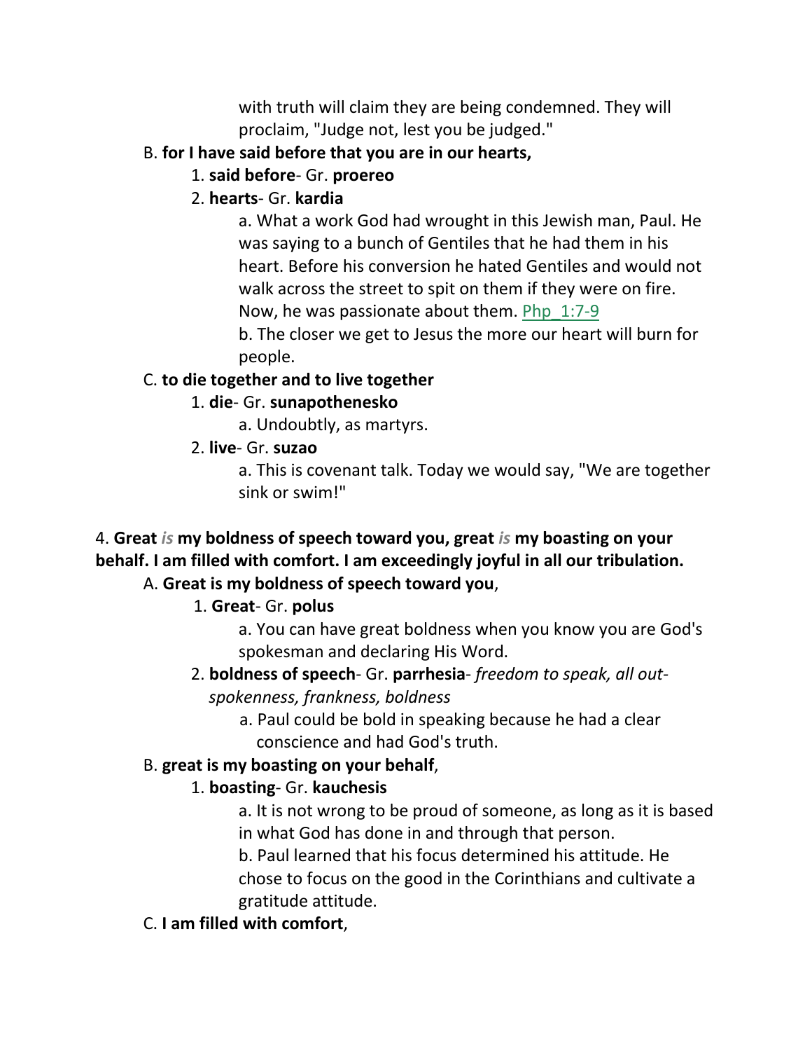with truth will claim they are being condemned. They will proclaim, "Judge not, lest you be judged."

B. **for I have said before that you are in our hearts,**

1. **said before**- Gr. **proereo**

2. **hearts**- Gr. **kardia**

a. What a work God had wrought in this Jewish man, Paul. He was saying to a bunch of Gentiles that he had them in his heart. Before his conversion he hated Gentiles and would not walk across the street to spit on them if they were on fire. Now, he was passionate about them. Php_1:7-9

b. The closer we get to Jesus the more our heart will burn for people.

C. **to die together and to live together**

1. **die**- Gr. **sunapothenesko**

a. Undoubtly, as martyrs.

2. **live**- Gr. **suzao**

a. This is covenant talk. Today we would say, "We are together sink or swim!"

4. **Great *is* my boldness of speech toward you, great *is* my boasting on your behalf. I am filled with comfort. I am exceedingly joyful in all our tribulation.**

A. **Great is my boldness of speech toward you**,

1. **Great**- Gr. **polus**

a. You can have great boldness when you know you are God's spokesman and declaring His Word.

2. **boldness of speech**- Gr. **parrhesia**- *freedom to speak, all out-spokenness, frankness, boldness*

a. Paul could be bold in speaking because he had a clear conscience and had God's truth.

B. **great is my boasting on your behalf**,

1. **boasting**- Gr. **kauchesis**

a. It is not wrong to be proud of someone, as long as it is based in what God has done in and through that person.

b. Paul learned that his focus determined his attitude. He chose to focus on the good in the Corinthians and cultivate a gratitude attitude.

C. **I am filled with comfort**,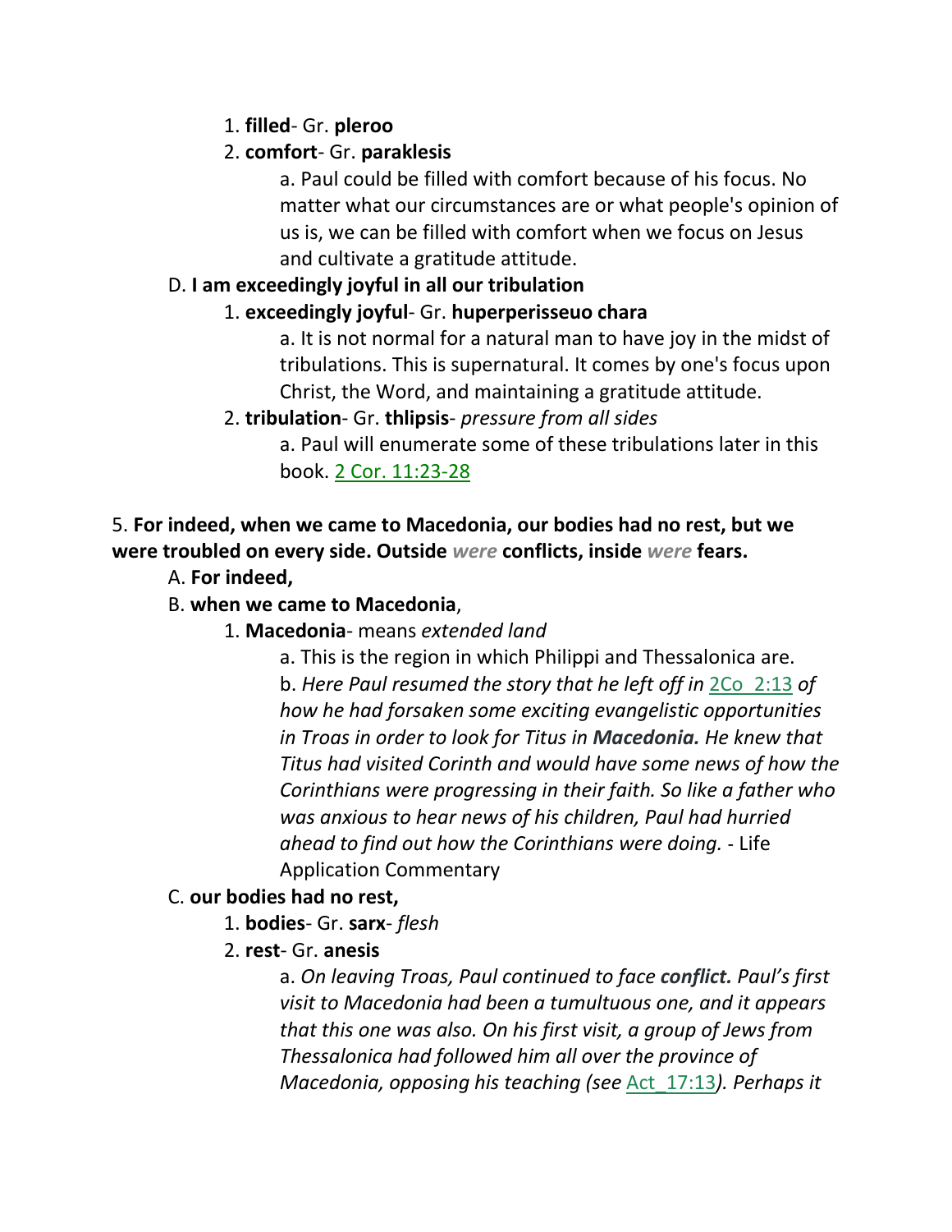1. **filled**- Gr. **pleroo**

2. **comfort**- Gr. **paraklesis**

   a. Paul could be filled with comfort because of his focus. No matter what our circumstances are or what people's opinion of us is, we can be filled with comfort when we focus on Jesus and cultivate a gratitude attitude.

D. **I am exceedingly joyful in all our tribulation**

1. **exceedingly joyful**- Gr. **huperperisseuo chara**

   a. It is not normal for a natural man to have joy in the midst of tribulations. This is supernatural. It comes by one's focus upon Christ, the Word, and maintaining a gratitude attitude.

2. **tribulation**- Gr. **thlipsis**- *pressure from all sides*

   a. Paul will enumerate some of these tribulations later in this book. 2 Cor. 11:23-28

5. **For indeed, when we came to Macedonia, our bodies had no rest, but we were troubled on every side. Outside *were* conflicts, inside *were* fears.**

A. **For indeed,**

B. **when we came to Macedonia**,

1. **Macedonia**- means *extended land*

   a. This is the region in which Philippi and Thessalonica are.

   b. *Here Paul resumed the story that he left off in* 2Co_2:13 *of how he had forsaken some exciting evangelistic opportunities in Troas in order to look for Titus in **Macedonia.** He knew that Titus had visited Corinth and would have some news of how the Corinthians were progressing in their faith. So like a father who was anxious to hear news of his children, Paul had hurried ahead to find out how the Corinthians were doing.* - Life Application Commentary

C. **our bodies had no rest,**

1. **bodies**- Gr. **sarx**- *flesh*

2. **rest**- Gr. **anesis**

   a. *On leaving Troas, Paul continued to face **conflict.** Paul's first visit to Macedonia had been a tumultuous one, and it appears that this one was also. On his first visit, a group of Jews from Thessalonica had followed him all over the province of Macedonia, opposing his teaching (see* Act_17:13*). Perhaps it*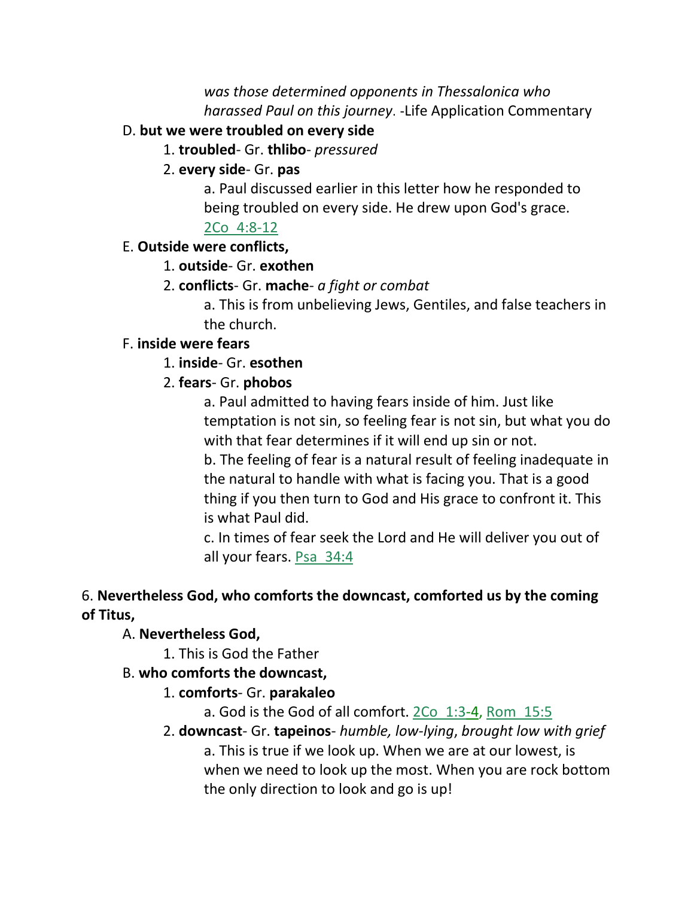*was those determined opponents in Thessalonica who harassed Paul on this journey*. -Life Application Commentary

D. **but we were troubled on every side**

1. **troubled**- Gr. **thlibo**- *pressured*
2. **every side**- Gr. **pas**

a. Paul discussed earlier in this letter how he responded to being troubled on every side. He drew upon God's grace. 2Co 4:8-12

E. **Outside were conflicts,**

1. **outside**- Gr. **exothen**
2. **conflicts**- Gr. **mache**- *a fight or combat*

a. This is from unbelieving Jews, Gentiles, and false teachers in the church.

F. **inside were fears**

1. **inside**- Gr. **esothen**
2. **fears**- Gr. **phobos**

a. Paul admitted to having fears inside of him. Just like temptation is not sin, so feeling fear is not sin, but what you do with that fear determines if it will end up sin or not.

b. The feeling of fear is a natural result of feeling inadequate in the natural to handle with what is facing you. That is a good thing if you then turn to God and His grace to confront it. This is what Paul did.

c. In times of fear seek the Lord and He will deliver you out of all your fears. Psa 34:4

6. **Nevertheless God, who comforts the downcast, comforted us by the coming of Titus,**

A. **Nevertheless God,**

1. This is God the Father

B. **who comforts the downcast,**

1. **comforts**- Gr. **parakaleo**

a. God is the God of all comfort. 2Co 1:3-4, Rom 15:5

2. **downcast**- Gr. **tapeinos**- *humble, low-lying*, *brought low with grief*

a. This is true if we look up. When we are at our lowest, is when we need to look up the most. When you are rock bottom the only direction to look and go is up!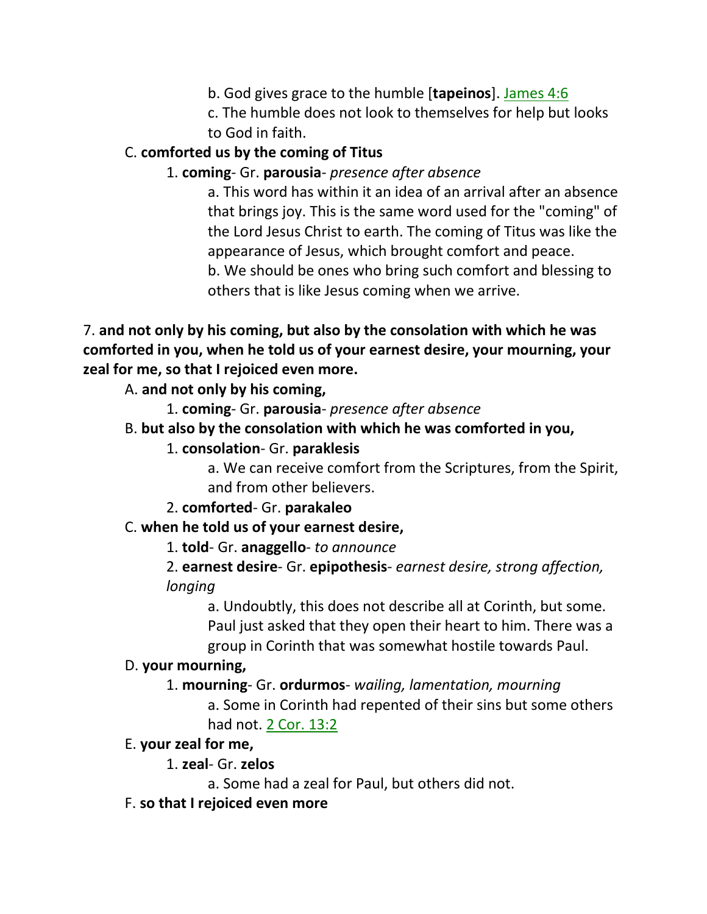b. God gives grace to the humble [**tapeinos**]. James 4:6

c. The humble does not look to themselves for help but looks to God in faith.

C. **comforted us by the coming of Titus**

1. **coming**- Gr. **parousia**- *presence after absence*

a. This word has within it an idea of an arrival after an absence that brings joy. This is the same word used for the "coming" of the Lord Jesus Christ to earth. The coming of Titus was like the appearance of Jesus, which brought comfort and peace.

b. We should be ones who bring such comfort and blessing to others that is like Jesus coming when we arrive.

7. **and not only by his coming, but also by the consolation with which he was comforted in you, when he told us of your earnest desire, your mourning, your zeal for me, so that I rejoiced even more.**

A. **and not only by his coming,**

1. **coming**- Gr. **parousia**- *presence after absence*

B. **but also by the consolation with which he was comforted in you,**

1. **consolation**- Gr. **paraklesis**

a. We can receive comfort from the Scriptures, from the Spirit, and from other believers.

2. **comforted**- Gr. **parakaleo**

C. **when he told us of your earnest desire,**

1. **told**- Gr. **anaggello**- *to announce*

2. **earnest desire**- Gr. **epipothesis**- *earnest desire, strong affection, longing*

a. Undoubtly, this does not describe all at Corinth, but some. Paul just asked that they open their heart to him. There was a group in Corinth that was somewhat hostile towards Paul.

D. **your mourning,**

1. **mourning**- Gr. **ordurmos**- *wailing, lamentation, mourning*

a. Some in Corinth had repented of their sins but some others had not. 2 Cor. 13:2

E. **your zeal for me,**

1. **zeal**- Gr. **zelos**

a. Some had a zeal for Paul, but others did not.

F. **so that I rejoiced even more**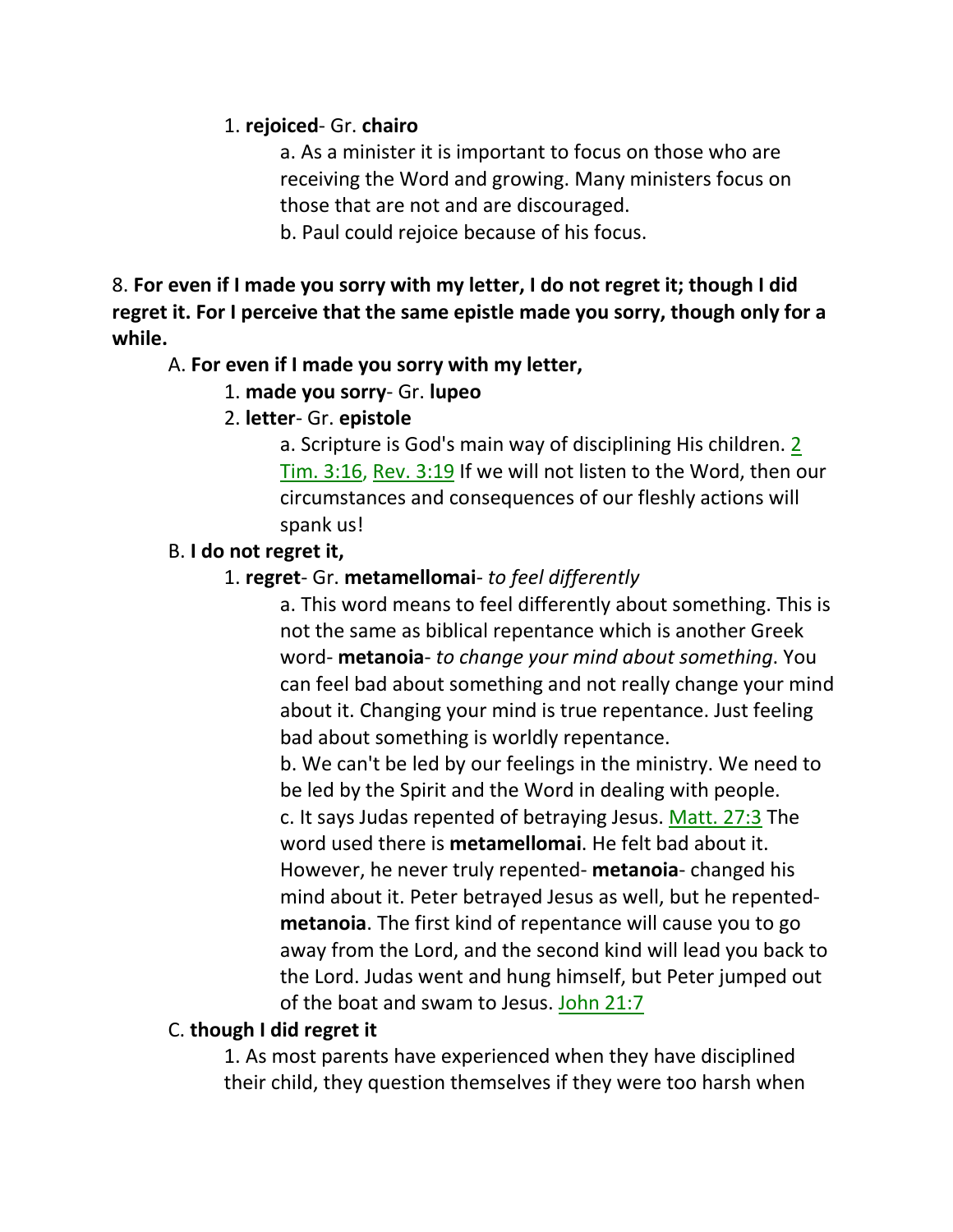1. **rejoiced**- Gr. **chairo**

    a. As a minister it is important to focus on those who are receiving the Word and growing. Many ministers focus on those that are not and are discouraged.

    b. Paul could rejoice because of his focus.

8. **For even if I made you sorry with my letter, I do not regret it; though I did regret it. For I perceive that the same epistle made you sorry, though only for a while.**

A. **For even if I made you sorry with my letter,**

1. **made you sorry**- Gr. **lupeo**

2. **letter**- Gr. **epistole**

    a. Scripture is God's main way of disciplining His children. 2 Tim. 3:16, Rev. 3:19 If we will not listen to the Word, then our circumstances and consequences of our fleshly actions will spank us!

B. **I do not regret it,**

1. **regret**- Gr. **metamellomai**- *to feel differently*

    a. This word means to feel differently about something. This is not the same as biblical repentance which is another Greek word- **metanoia**- *to change your mind about something*. You can feel bad about something and not really change your mind about it. Changing your mind is true repentance. Just feeling bad about something is worldly repentance.

    b. We can't be led by our feelings in the ministry. We need to be led by the Spirit and the Word in dealing with people.

    c. It says Judas repented of betraying Jesus. Matt. 27:3 The word used there is **metamellomai**. He felt bad about it. However, he never truly repented- **metanoia**- changed his mind about it. Peter betrayed Jesus as well, but he repented- **metanoia**. The first kind of repentance will cause you to go away from the Lord, and the second kind will lead you back to the Lord. Judas went and hung himself, but Peter jumped out of the boat and swam to Jesus. John 21:7

C. **though I did regret it**

1. As most parents have experienced when they have disciplined their child, they question themselves if they were too harsh when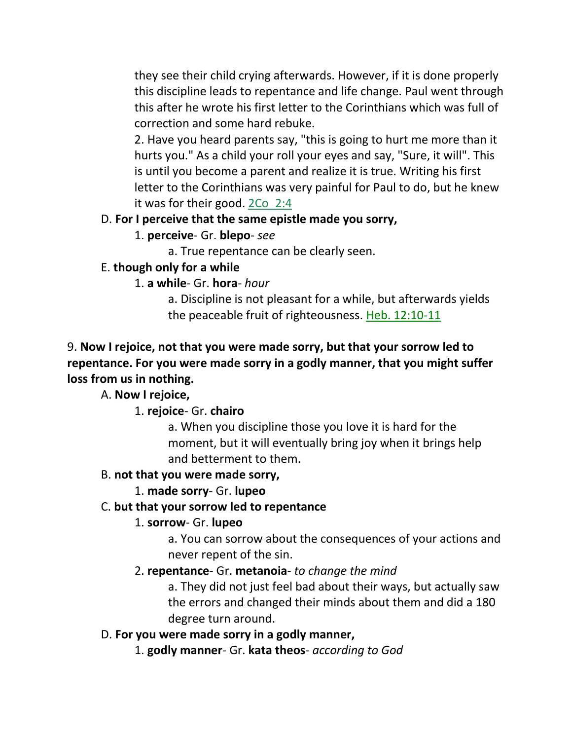they see their child crying afterwards. However, if it is done properly this discipline leads to repentance and life change. Paul went through this after he wrote his first letter to the Corinthians which was full of correction and some hard rebuke.

2. Have you heard parents say, "this is going to hurt me more than it hurts you." As a child your roll your eyes and say, "Sure, it will". This is until you become a parent and realize it is true. Writing his first letter to the Corinthians was very painful for Paul to do, but he knew it was for their good. 2Co 2:4

D. **For I perceive that the same epistle made you sorry,**

1. **perceive**- Gr. **blepo**- *see*

a. True repentance can be clearly seen.

E. **though only for a while**

1. **a while**- Gr. **hora**- *hour*

a. Discipline is not pleasant for a while, but afterwards yields the peaceable fruit of righteousness. Heb. 12:10-11

9. **Now I rejoice, not that you were made sorry, but that your sorrow led to repentance. For you were made sorry in a godly manner, that you might suffer loss from us in nothing.**

A. **Now I rejoice,**

1. **rejoice**- Gr. **chairo**

a. When you discipline those you love it is hard for the moment, but it will eventually bring joy when it brings help and betterment to them.

B. **not that you were made sorry,**

1. **made sorry**- Gr. **lupeo**

C. **but that your sorrow led to repentance**

1. **sorrow**- Gr. **lupeo**

a. You can sorrow about the consequences of your actions and never repent of the sin.

2. **repentance**- Gr. **metanoia**- *to change the mind*

a. They did not just feel bad about their ways, but actually saw the errors and changed their minds about them and did a 180 degree turn around.

D. **For you were made sorry in a godly manner,**

1. **godly manner**- Gr. **kata theos**- *according to God*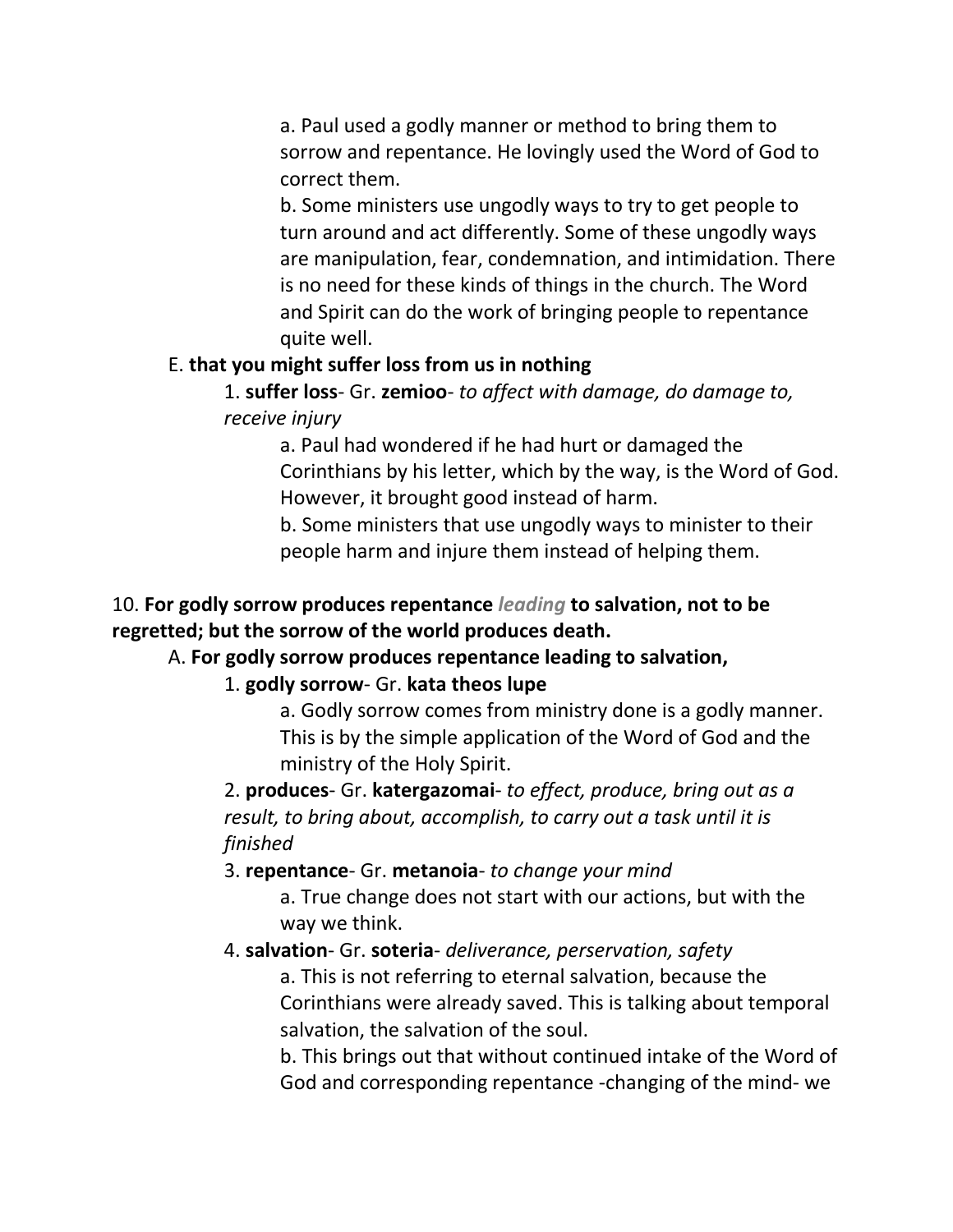a. Paul used a godly manner or method to bring them to sorrow and repentance. He lovingly used the Word of God to correct them.

b. Some ministers use ungodly ways to try to get people to turn around and act differently. Some of these ungodly ways are manipulation, fear, condemnation, and intimidation. There is no need for these kinds of things in the church. The Word and Spirit can do the work of bringing people to repentance quite well.

E. **that you might suffer loss from us in nothing**

1. **suffer loss**- Gr. **zemioo**- *to affect with damage, do damage to, receive injury*

a. Paul had wondered if he had hurt or damaged the Corinthians by his letter, which by the way, is the Word of God. However, it brought good instead of harm.

b. Some ministers that use ungodly ways to minister to their people harm and injure them instead of helping them.

10. **For godly sorrow produces repentance** ***leading*** **to salvation, not to be regretted; but the sorrow of the world produces death.**

A. **For godly sorrow produces repentance leading to salvation,**

1. **godly sorrow**- Gr. **kata theos lupe**

a. Godly sorrow comes from ministry done is a godly manner. This is by the simple application of the Word of God and the ministry of the Holy Spirit.

2. **produces**- Gr. **katergazomai**- *to effect, produce, bring out as a result, to bring about, accomplish, to carry out a task until it is finished*

3. **repentance**- Gr. **metanoia**- *to change your mind*

a. True change does not start with our actions, but with the way we think.

4. **salvation**- Gr. **soteria**- *deliverance, perservation, safety*

a. This is not referring to eternal salvation, because the Corinthians were already saved. This is talking about temporal salvation, the salvation of the soul.

b. This brings out that without continued intake of the Word of God and corresponding repentance -changing of the mind- we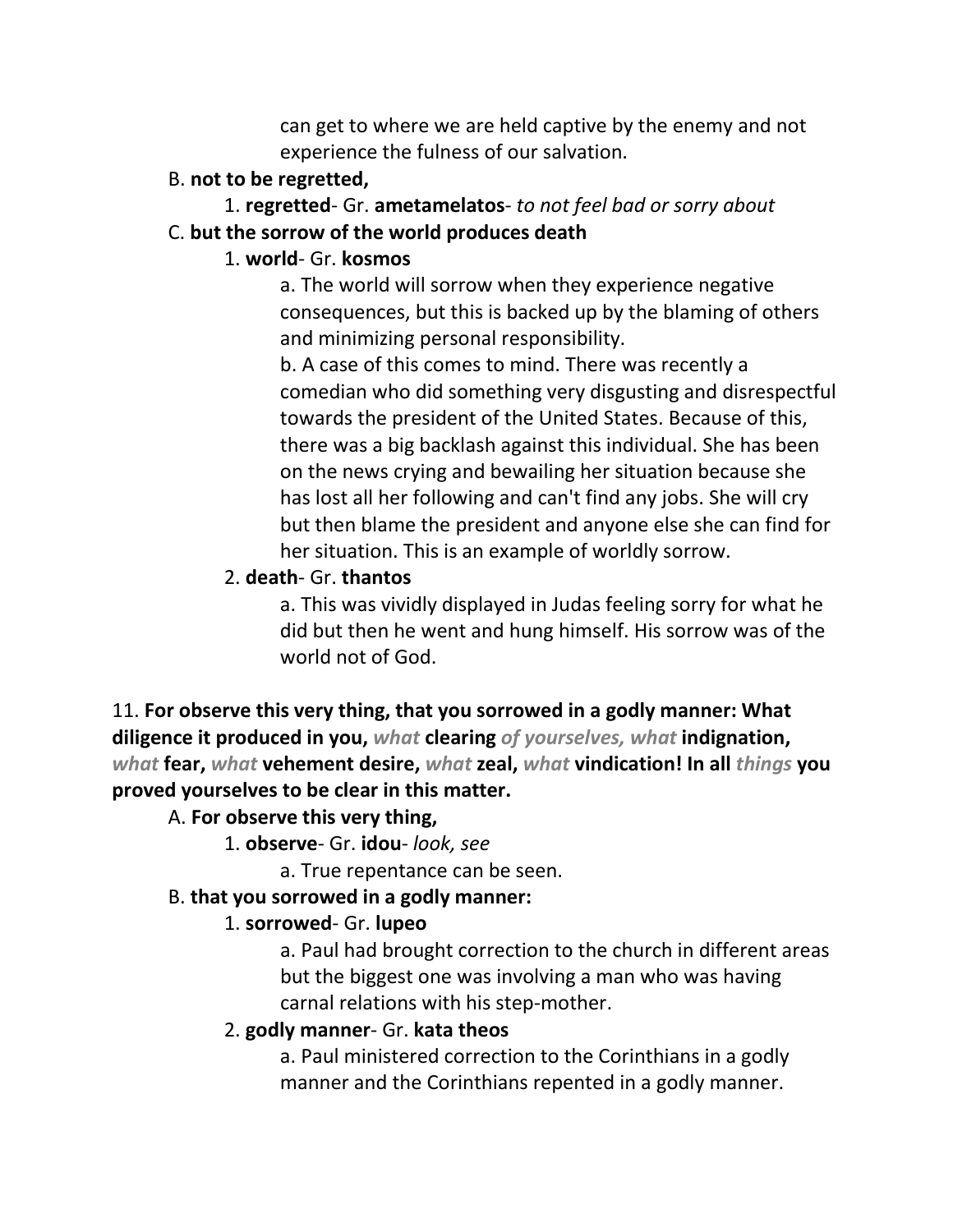can get to where we are held captive by the enemy and not experience the fulness of our salvation.

B. **not to be regretted,**

1. **regretted**- Gr. **ametamelatos**- *to not feel bad or sorry about*

C. **but the sorrow of the world produces death**

1. **world**- Gr. **kosmos**

a. The world will sorrow when they experience negative consequences, but this is backed up by the blaming of others and minimizing personal responsibility.

b. A case of this comes to mind. There was recently a comedian who did something very disgusting and disrespectful towards the president of the United States. Because of this, there was a big backlash against this individual. She has been on the news crying and bewailing her situation because she has lost all her following and can't find any jobs. She will cry but then blame the president and anyone else she can find for her situation. This is an example of worldly sorrow.

2. **death**- Gr. **thantos**

a. This was vividly displayed in Judas feeling sorry for what he did but then he went and hung himself. His sorrow was of the world not of God.

11. **For observe this very thing, that you sorrowed in a godly manner: What diligence it produced in you,** ***what*** **clearing** ***of yourselves, what*** **indignation,** ***what*** **fear,** ***what*** **vehement desire,** ***what*** **zeal,** ***what*** **vindication! In all** ***things*** **you proved yourselves to be clear in this matter.**

A. **For observe this very thing,**

1. **observe**- Gr. **idou**- *look, see*

a. True repentance can be seen.

B. **that you sorrowed in a godly manner:**

1. **sorrowed**- Gr. **lupeo**

a. Paul had brought correction to the church in different areas but the biggest one was involving a man who was having carnal relations with his step-mother.

2. **godly manner**- Gr. **kata theos**

a. Paul ministered correction to the Corinthians in a godly manner and the Corinthians repented in a godly manner.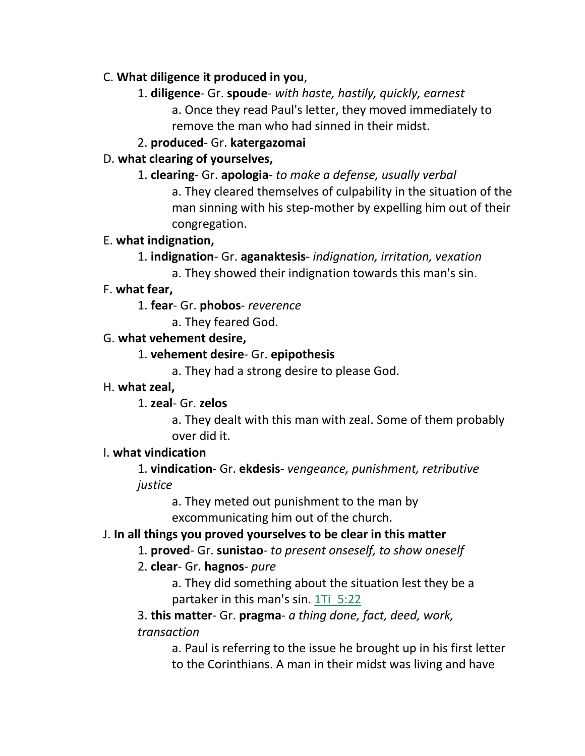C. **What diligence it produced in you**,

1. **diligence**- Gr. **spoude**- *with haste, hastily, quickly, earnest*

   a. Once they read Paul's letter, they moved immediately to remove the man who had sinned in their midst.

2. **produced**- Gr. **katergazomai**

D. **what clearing of yourselves,**

1. **clearing**- Gr. **apologia**- *to make a defense, usually verbal*

   a. They cleared themselves of culpability in the situation of the man sinning with his step-mother by expelling him out of their congregation.

E. **what indignation,**

1. **indignation**- Gr. **aganaktesis**- *indignation, irritation, vexation*

   a. They showed their indignation towards this man's sin.

F. **what fear,**

1. **fear**- Gr. **phobos**- *reverence*

   a. They feared God.

G. **what vehement desire,**

1. **vehement desire**- Gr. **epipothesis**

   a. They had a strong desire to please God.

H. **what zeal,**

1. **zeal**- Gr. **zelos**

   a. They dealt with this man with zeal. Some of them probably over did it.

I. **what vindication**

1. **vindication**- Gr. **ekdesis**- *vengeance, punishment, retributive justice*

   a. They meted out punishment to the man by excommunicating him out of the church.

J. **In all things you proved yourselves to be clear in this matter**

1. **proved**- Gr. **sunistao**- *to present onseself, to show oneself*

2. **clear**- Gr. **hagnos**- *pure*

   a. They did something about the situation lest they be a partaker in this man's sin. 1Ti_5:22

3. **this matter**- Gr. **pragma**- *a thing done, fact, deed, work, transaction*

   a. Paul is referring to the issue he brought up in his first letter to the Corinthians. A man in their midst was living and have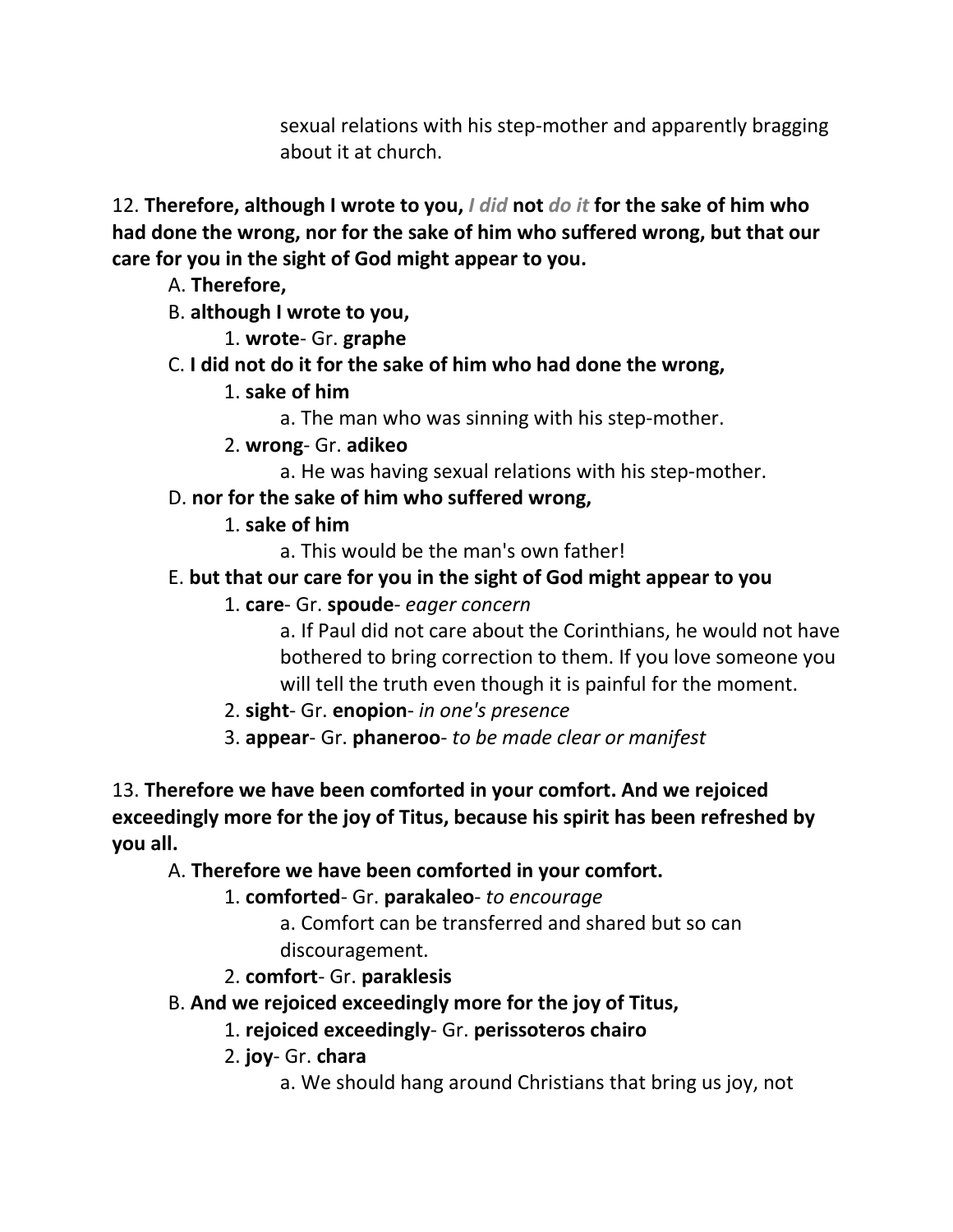sexual relations with his step-mother and apparently bragging about it at church.

12. **Therefore, although I wrote to you, *I did* not *do it* for the sake of him who had done the wrong, nor for the sake of him who suffered wrong, but that our care for you in the sight of God might appear to you.**

A. **Therefore,**

B. **although I wrote to you,**

1. **wrote**- Gr. **graphe**

C. **I did not do it for the sake of him who had done the wrong,**

1. **sake of him**

a. The man who was sinning with his step-mother.

2. **wrong**- Gr. **adikeo**

a. He was having sexual relations with his step-mother.

D. **nor for the sake of him who suffered wrong,**

1. **sake of him**

a. This would be the man's own father!

E. **but that our care for you in the sight of God might appear to you**

1. **care**- Gr. **spoude**- *eager concern*

a. If Paul did not care about the Corinthians, he would not have bothered to bring correction to them. If you love someone you will tell the truth even though it is painful for the moment.

2. **sight**- Gr. **enopion**- *in one's presence*

3. **appear**- Gr. **phaneroo**- *to be made clear or manifest*

13. **Therefore we have been comforted in your comfort. And we rejoiced exceedingly more for the joy of Titus, because his spirit has been refreshed by you all.**

A. **Therefore we have been comforted in your comfort.**

1. **comforted**- Gr. **parakaleo**- *to encourage*

a. Comfort can be transferred and shared but so can discouragement.

2. **comfort**- Gr. **paraklesis**

B. **And we rejoiced exceedingly more for the joy of Titus,**

1. **rejoiced exceedingly**- Gr. **perissoteros chairo**

2. **joy**- Gr. **chara**

a. We should hang around Christians that bring us joy, not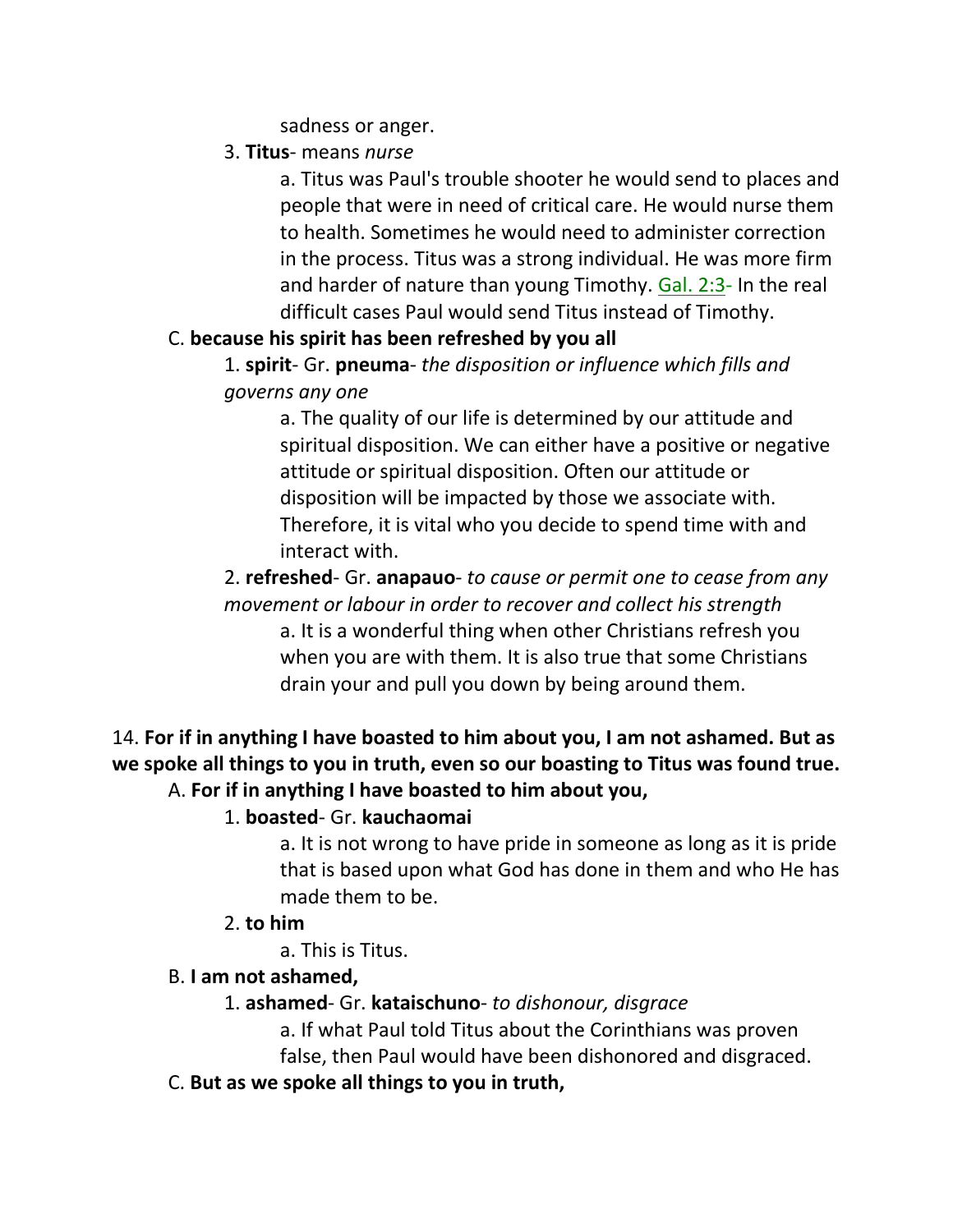sadness or anger.

3. **Titus**- means *nurse*

    a. Titus was Paul's trouble shooter he would send to places and people that were in need of critical care. He would nurse them to health. Sometimes he would need to administer correction in the process. Titus was a strong individual. He was more firm and harder of nature than young Timothy. Gal. 2:3- In the real difficult cases Paul would send Titus instead of Timothy.

C. **because his spirit has been refreshed by you all**

1. **spirit**- Gr. **pneuma**- *the disposition or influence which fills and governs any one*

    a. The quality of our life is determined by our attitude and spiritual disposition. We can either have a positive or negative attitude or spiritual disposition. Often our attitude or disposition will be impacted by those we associate with. Therefore, it is vital who you decide to spend time with and interact with.

2. **refreshed**- Gr. **anapauo**- *to cause or permit one to cease from any movement or labour in order to recover and collect his strength*

    a. It is a wonderful thing when other Christians refresh you when you are with them. It is also true that some Christians drain your and pull you down by being around them.

14. **For if in anything I have boasted to him about you, I am not ashamed. But as we spoke all things to you in truth, even so our boasting to Titus was found true.**

A. **For if in anything I have boasted to him about you,**

1. **boasted**- Gr. **kauchaomai**

    a. It is not wrong to have pride in someone as long as it is pride that is based upon what God has done in them and who He has made them to be.

2. **to him**

    a. This is Titus.

B. **I am not ashamed,**

1. **ashamed**- Gr. **kataischuno**- *to dishonour, disgrace*

    a. If what Paul told Titus about the Corinthians was proven false, then Paul would have been dishonored and disgraced.

C. **But as we spoke all things to you in truth,**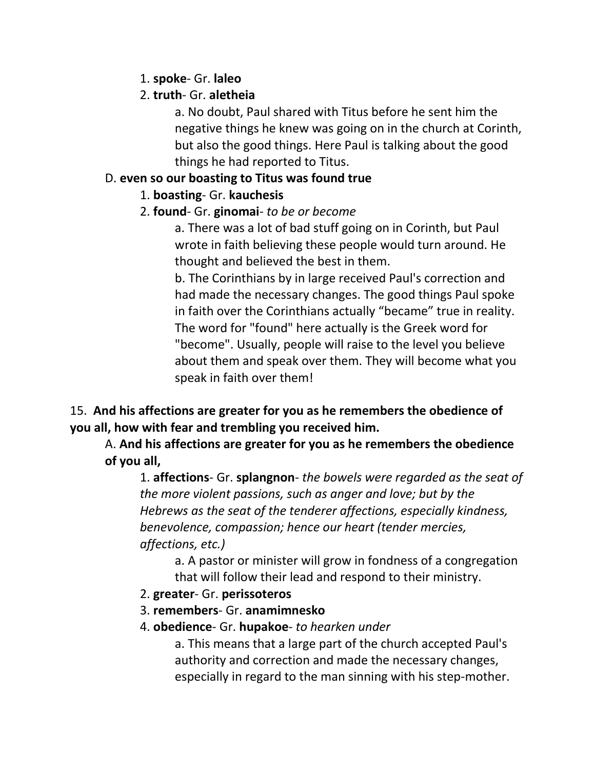1. **spoke**- Gr. **laleo**

2. **truth**- Gr. **aletheia**

a. No doubt, Paul shared with Titus before he sent him the negative things he knew was going on in the church at Corinth, but also the good things. Here Paul is talking about the good things he had reported to Titus.

D. **even so our boasting to Titus was found true**

1. **boasting**- Gr. **kauchesis**

2. **found**- Gr. **ginomai**- *to be or become*

a. There was a lot of bad stuff going on in Corinth, but Paul wrote in faith believing these people would turn around. He thought and believed the best in them.

b. The Corinthians by in large received Paul's correction and had made the necessary changes. The good things Paul spoke in faith over the Corinthians actually "became" true in reality. The word for "found" here actually is the Greek word for "become". Usually, people will raise to the level you believe about them and speak over them. They will become what you speak in faith over them!

15. **And his affections are greater for you as he remembers the obedience of you all, how with fear and trembling you received him.**

A. **And his affections are greater for you as he remembers the obedience of you all,**

1. **affections**- Gr. **splangnon**- *the bowels were regarded as the seat of the more violent passions, such as anger and love; but by the Hebrews as the seat of the tenderer affections, especially kindness, benevolence, compassion; hence our heart (tender mercies, affections, etc.)*

a. A pastor or minister will grow in fondness of a congregation that will follow their lead and respond to their ministry.

2. **greater**- Gr. **perissoteros**

3. **remembers**- Gr. **anamimnesko**

4. **obedience**- Gr. **hupakoe**- *to hearken under*

a. This means that a large part of the church accepted Paul's authority and correction and made the necessary changes, especially in regard to the man sinning with his step-mother.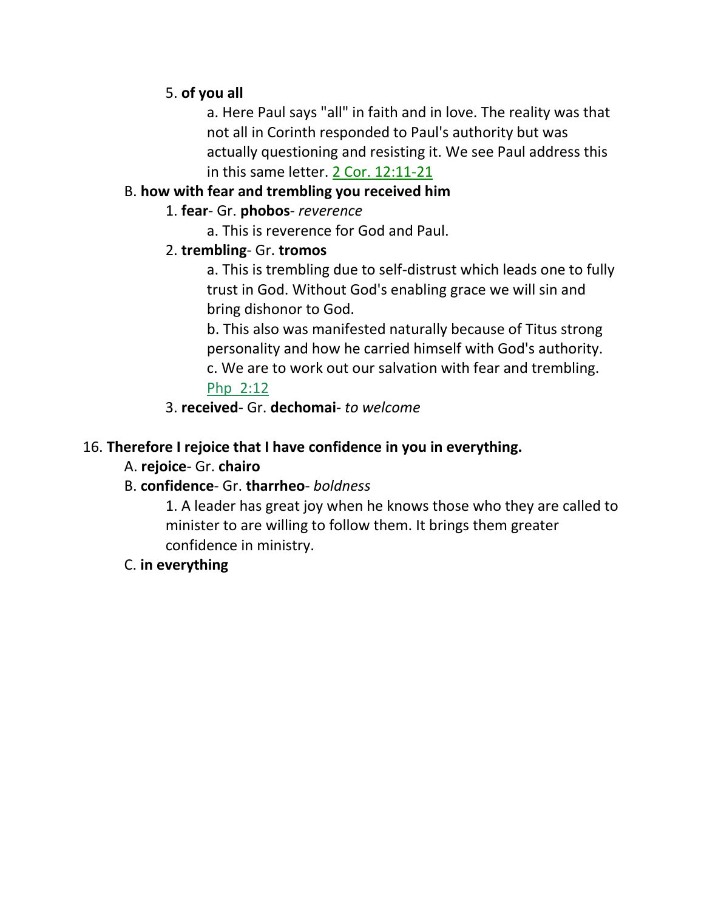5. **of you all**

a. Here Paul says "all" in faith and in love. The reality was that not all in Corinth responded to Paul's authority but was actually questioning and resisting it. We see Paul address this in this same letter. 2 Cor. 12:11-21

B. **how with fear and trembling you received him**

1. **fear**- Gr. **phobos**- *reverence*

a. This is reverence for God and Paul.

2. **trembling**- Gr. **tromos**

a. This is trembling due to self-distrust which leads one to fully trust in God. Without God's enabling grace we will sin and bring dishonor to God.

b. This also was manifested naturally because of Titus strong personality and how he carried himself with God's authority.

c. We are to work out our salvation with fear and trembling. Php 2:12

3. **received**- Gr. **dechomai**- *to welcome*

16. **Therefore I rejoice that I have confidence in you in everything.**

A. **rejoice**- Gr. **chairo**

B. **confidence**- Gr. **tharrheo**- *boldness*

1. A leader has great joy when he knows those who they are called to minister to are willing to follow them. It brings them greater confidence in ministry.

C. **in everything**